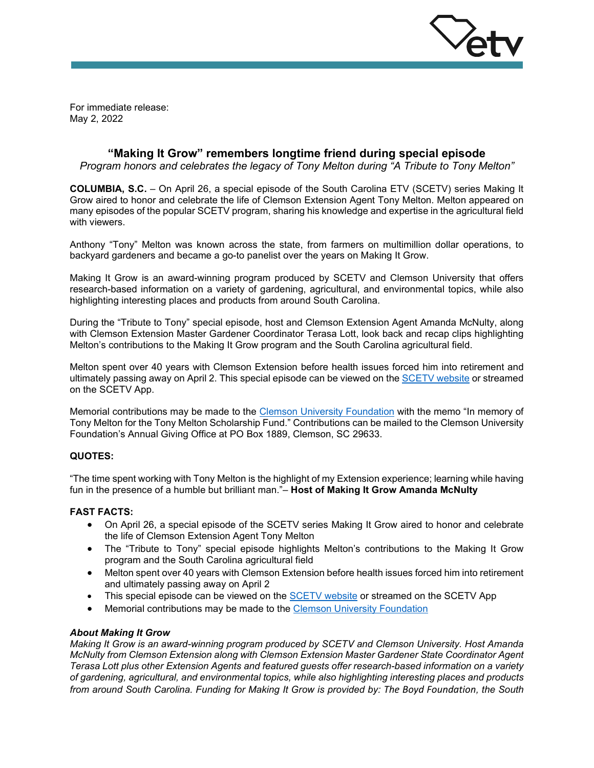For immediate release:
May 2, 2022

# "Making It Grow" remembers longtime friend during special episode

*Program honors and celebrates the legacy of Tony Melton during "A Tribute to Tony Melton"*

**COLUMBIA, S.C.** – On April 26, a special episode of the South Carolina ETV (SCETV) series Making It Grow aired to honor and celebrate the life of Clemson Extension Agent Tony Melton. Melton appeared on many episodes of the popular SCETV program, sharing his knowledge and expertise in the agricultural field with viewers.

Anthony "Tony" Melton was known across the state, from farmers on multimillion dollar operations, to backyard gardeners and became a go-to panelist over the years on Making It Grow.

Making It Grow is an award-winning program produced by SCETV and Clemson University that offers research-based information on a variety of gardening, agricultural, and environmental topics, while also highlighting interesting places and products from around South Carolina.

During the "Tribute to Tony" special episode, host and Clemson Extension Agent Amanda McNulty, along with Clemson Extension Master Gardener Coordinator Terasa Lott, look back and recap clips highlighting Melton's contributions to the Making It Grow program and the South Carolina agricultural field.

Melton spent over 40 years with Clemson Extension before health issues forced him into retirement and ultimately passing away on April 2. This special episode can be viewed on the SCETV website or streamed on the SCETV App.

Memorial contributions may be made to the Clemson University Foundation with the memo "In memory of Tony Melton for the Tony Melton Scholarship Fund." Contributions can be mailed to the Clemson University Foundation's Annual Giving Office at PO Box 1889, Clemson, SC 29633.

**QUOTES:**

"The time spent working with Tony Melton is the highlight of my Extension experience; learning while having fun in the presence of a humble but brilliant man."– **Host of Making It Grow Amanda McNulty**

**FAST FACTS:**

- On April 26, a special episode of the SCETV series Making It Grow aired to honor and celebrate the life of Clemson Extension Agent Tony Melton
- The "Tribute to Tony" special episode highlights Melton's contributions to the Making It Grow program and the South Carolina agricultural field
- Melton spent over 40 years with Clemson Extension before health issues forced him into retirement and ultimately passing away on April 2
- This special episode can be viewed on the SCETV website or streamed on the SCETV App
- Memorial contributions may be made to the Clemson University Foundation

***About Making It Grow***

*Making It Grow is an award-winning program produced by SCETV and Clemson University. Host Amanda McNulty from Clemson Extension along with Clemson Extension Master Gardener State Coordinator Agent Terasa Lott plus other Extension Agents and featured guests offer research-based information on a variety of gardening, agricultural, and environmental topics, while also highlighting interesting places and products from around South Carolina. Funding for Making It Grow is provided by: The Boyd Foundation, the South*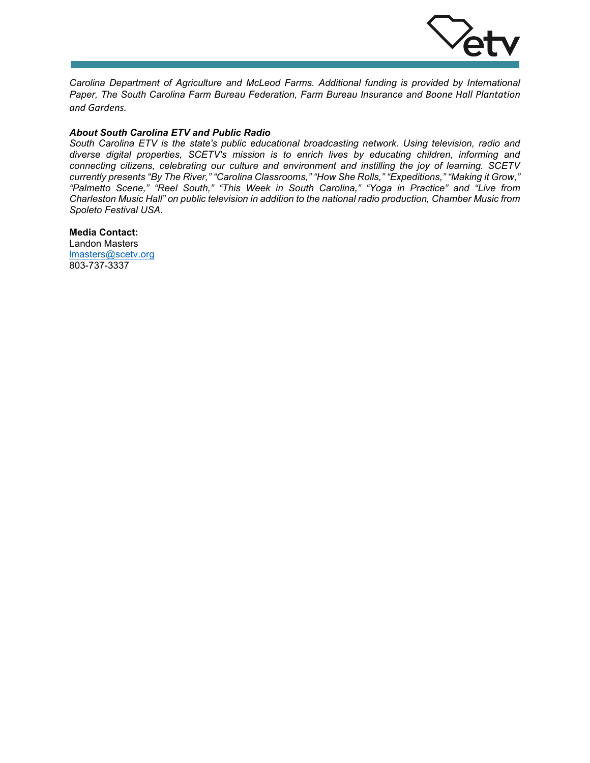*Carolina Department of Agriculture and McLeod Farms. Additional funding is provided by International Paper, The South Carolina Farm Bureau Federation, Farm Bureau Insurance and Boone Hall Plantation and Gardens.*

***About South Carolina ETV and Public Radio***

*South Carolina ETV is the state's public educational broadcasting network. Using television, radio and diverse digital properties, SCETV's mission is to enrich lives by educating children, informing and connecting citizens, celebrating our culture and environment and instilling the joy of learning. SCETV currently presents "By The River," "Carolina Classrooms," "How She Rolls," "Expeditions," "Making it Grow," "Palmetto Scene," "Reel South," "This Week in South Carolina," "Yoga in Practice" and "Live from Charleston Music Hall" on public television in addition to the national radio production, Chamber Music from Spoleto Festival USA.*

**Media Contact:**
Landon Masters
lmasters@scetv.org
803-737-3337